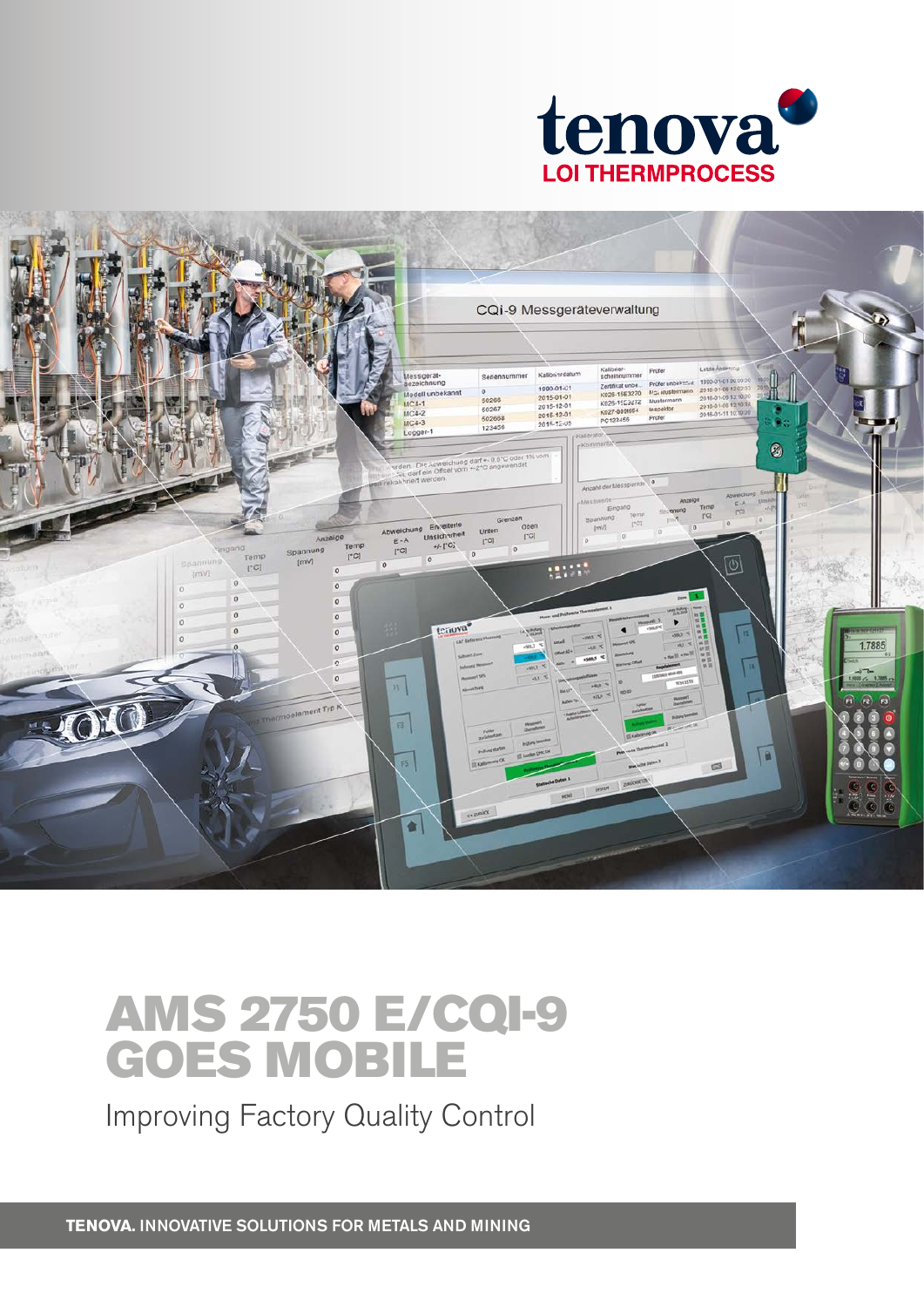tenova

LOI THERMPROCESS

# AMS 2750 E/CQI-9 GOES MOBILE

Improving Factory Quality Control

**TENOVA.** INNOVATIVE SOLUTIONS FOR METALS AND MINING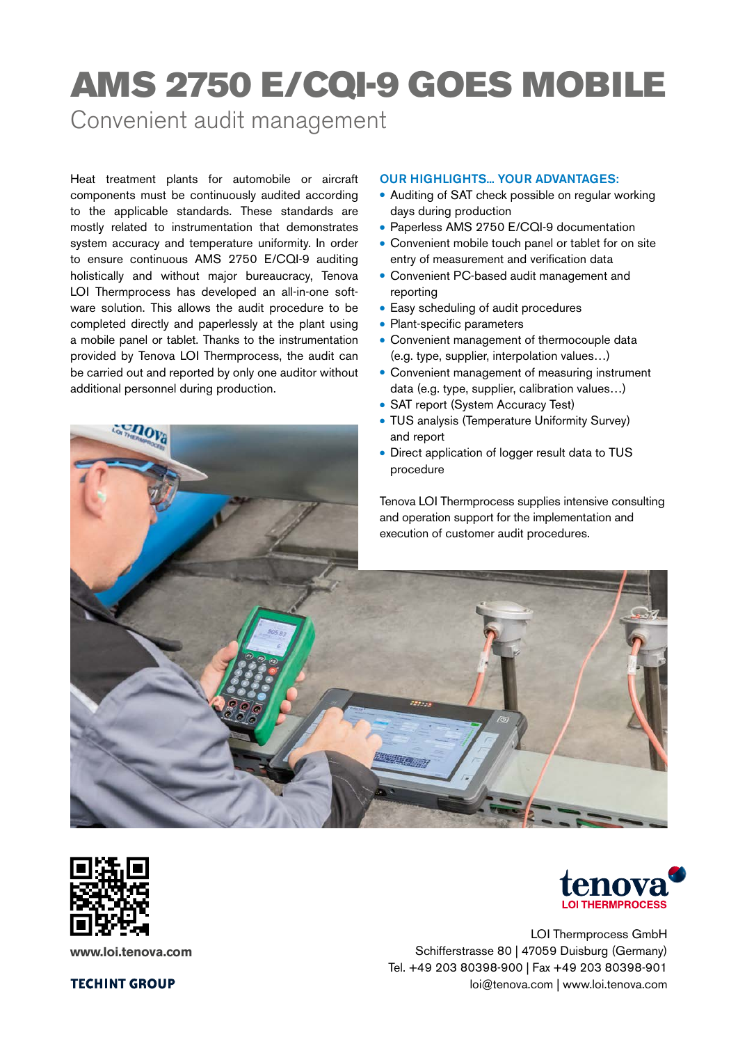# AMS 2750 E/CQI-9 GOES MOBILE

## Convenient audit management

Heat treatment plants for automobile or aircraft components must be continuously audited according to the applicable standards. These standards are mostly related to instrumentation that demonstrates system accuracy and temperature uniformity. In order to ensure continuous AMS 2750 E/CQI-9 auditing holistically and without major bureaucracy, Tenova LOI Thermprocess has developed an all-in-one software solution. This allows the audit procedure to be completed directly and paperlessly at the plant using a mobile panel or tablet. Thanks to the instrumentation provided by Tenova LOI Thermprocess, the audit can be carried out and reported by only one auditor without additional personnel during production.

### OUR HIGHLIGHTS... YOUR ADVANTAGES:

- Auditing of SAT check possible on regular working days during production
- Paperless AMS 2750 E/CQI-9 documentation
- Convenient mobile touch panel or tablet for on site entry of measurement and verification data
- Convenient PC-based audit management and reporting
- Easy scheduling of audit procedures
- Plant-specific parameters
- Convenient management of thermocouple data (e.g. type, supplier, interpolation values…)
- Convenient management of measuring instrument data (e.g. type, supplier, calibration values…)
- SAT report (System Accuracy Test)
- TUS analysis (Temperature Uniformity Survey) and report
- Direct application of logger result data to TUS procedure

Tenova LOI Thermprocess supplies intensive consulting and operation support for the implementation and execution of customer audit procedures.

www.loi.tenova.com

TECHINT GROUP

tenova
LOI THERMPROCESS

LOI Thermprocess GmbH
Schifferstrasse 80 | 47059 Duisburg (Germany)
Tel. +49 203 80398-900 | Fax +49 203 80398-901
loi@tenova.com | www.loi.tenova.com